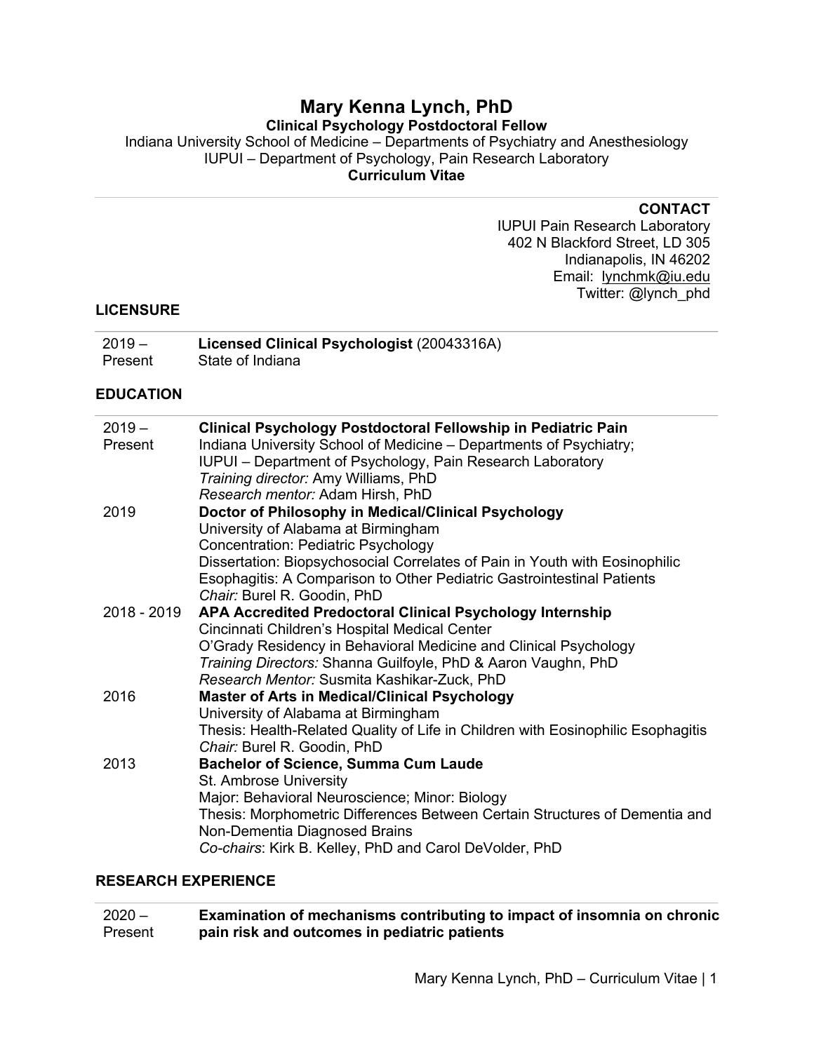# Mary Kenna Lynch, PhD

**Clinical Psychology Postdoctoral Fellow**
Indiana University School of Medicine – Departments of Psychiatry and Anesthesiology
IUPUI – Department of Psychology, Pain Research Laboratory
**Curriculum Vitae**

---

**CONTACT**
IUPUI Pain Research Laboratory
402 N Blackford Street, LD 305
Indianapolis, IN 46202
Email: lynchmk@iu.edu
Twitter: @lynch_phd

## LICENSURE

| | |
|---|---|
| 2019 – Present | **Licensed Clinical Psychologist** (20043316A)<br>State of Indiana |

## EDUCATION

| | |
|---|---|
| 2019 – Present | **Clinical Psychology Postdoctoral Fellowship in Pediatric Pain**<br>Indiana University School of Medicine – Departments of Psychiatry;<br>IUPUI – Department of Psychology, Pain Research Laboratory<br>*Training director:* Amy Williams, PhD<br>*Research mentor:* Adam Hirsh, PhD |
| 2019 | **Doctor of Philosophy in Medical/Clinical Psychology**<br>University of Alabama at Birmingham<br>Concentration: Pediatric Psychology<br>Dissertation: Biopsychosocial Correlates of Pain in Youth with Eosinophilic Esophagitis: A Comparison to Other Pediatric Gastrointestinal Patients<br>*Chair:* Burel R. Goodin, PhD |
| 2018 - 2019 | **APA Accredited Predoctoral Clinical Psychology Internship**<br>Cincinnati Children's Hospital Medical Center<br>O'Grady Residency in Behavioral Medicine and Clinical Psychology<br>*Training Directors:* Shanna Guilfoyle, PhD & Aaron Vaughn, PhD<br>*Research Mentor:* Susmita Kashikar-Zuck, PhD |
| 2016 | **Master of Arts in Medical/Clinical Psychology**<br>University of Alabama at Birmingham<br>Thesis: Health-Related Quality of Life in Children with Eosinophilic Esophagitis<br>*Chair:* Burel R. Goodin, PhD |
| 2013 | **Bachelor of Science, Summa Cum Laude**<br>St. Ambrose University<br>Major: Behavioral Neuroscience; Minor: Biology<br>Thesis: Morphometric Differences Between Certain Structures of Dementia and Non-Dementia Diagnosed Brains<br>*Co-chairs*: Kirk B. Kelley, PhD and Carol DeVolder, PhD |

## RESEARCH EXPERIENCE

| | |
|---|---|
| 2020 – Present | **Examination of mechanisms contributing to impact of insomnia on chronic pain risk and outcomes in pediatric patients** |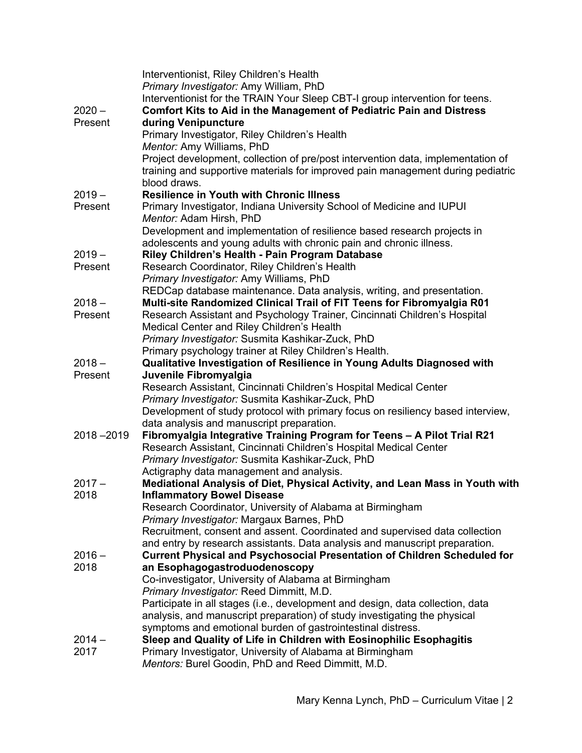Interventionist, Riley Children's Health
*Primary Investigator:* Amy William, PhD
Interventionist for the TRAIN Your Sleep CBT-I group intervention for teens.

2020 – Present **Comfort Kits to Aid in the Management of Pediatric Pain and Distress during Venipuncture**
Primary Investigator, Riley Children's Health
*Mentor:* Amy Williams, PhD
Project development, collection of pre/post intervention data, implementation of training and supportive materials for improved pain management during pediatric blood draws.

2019 – Present **Resilience in Youth with Chronic Illness**
Primary Investigator, Indiana University School of Medicine and IUPUI
*Mentor:* Adam Hirsh, PhD
Development and implementation of resilience based research projects in adolescents and young adults with chronic pain and chronic illness.

2019 – Present **Riley Children's Health - Pain Program Database**
Research Coordinator, Riley Children's Health
*Primary Investigator:* Amy Williams, PhD
REDCap database maintenance. Data analysis, writing, and presentation.

2018 – Present **Multi-site Randomized Clinical Trail of FIT Teens for Fibromyalgia R01**
Research Assistant and Psychology Trainer, Cincinnati Children's Hospital Medical Center and Riley Children's Health
*Primary Investigator:* Susmita Kashikar-Zuck, PhD
Primary psychology trainer at Riley Children's Health.

2018 – Present **Qualitative Investigation of Resilience in Young Adults Diagnosed with Juvenile Fibromyalgia**
Research Assistant, Cincinnati Children's Hospital Medical Center
*Primary Investigator:* Susmita Kashikar-Zuck, PhD
Development of study protocol with primary focus on resiliency based interview, data analysis and manuscript preparation.

2018 –2019 **Fibromyalgia Integrative Training Program for Teens – A Pilot Trial R21**
Research Assistant, Cincinnati Children's Hospital Medical Center
*Primary Investigator:* Susmita Kashikar-Zuck, PhD
Actigraphy data management and analysis.

2017 – 2018 **Mediational Analysis of Diet, Physical Activity, and Lean Mass in Youth with Inflammatory Bowel Disease**
Research Coordinator, University of Alabama at Birmingham
*Primary Investigator:* Margaux Barnes, PhD
Recruitment, consent and assent. Coordinated and supervised data collection and entry by research assistants. Data analysis and manuscript preparation.

2016 – 2018 **Current Physical and Psychosocial Presentation of Children Scheduled for an Esophagogastroduodenoscopy**
Co-investigator, University of Alabama at Birmingham
*Primary Investigator:* Reed Dimmitt, M.D.
Participate in all stages (i.e., development and design, data collection, data analysis, and manuscript preparation) of study investigating the physical symptoms and emotional burden of gastrointestinal distress.

2014 – 2017 **Sleep and Quality of Life in Children with Eosinophilic Esophagitis**
Primary Investigator, University of Alabama at Birmingham
*Mentors:* Burel Goodin, PhD and Reed Dimmitt, M.D.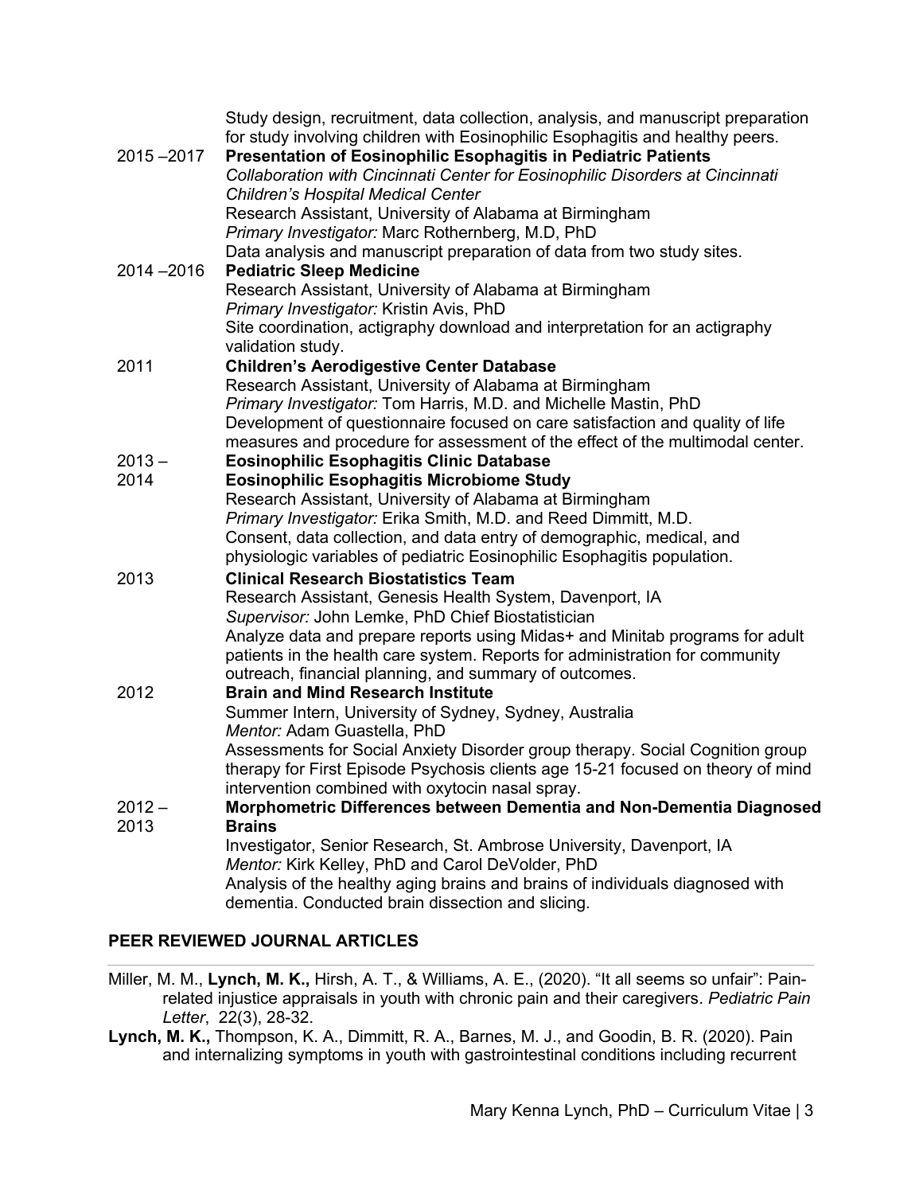Study design, recruitment, data collection, analysis, and manuscript preparation for study involving children with Eosinophilic Esophagitis and healthy peers.

2015 –2017 **Presentation of Eosinophilic Esophagitis in Pediatric Patients**
*Collaboration with Cincinnati Center for Eosinophilic Disorders at Cincinnati Children's Hospital Medical Center*
Research Assistant, University of Alabama at Birmingham
*Primary Investigator:* Marc Rothernberg, M.D, PhD
Data analysis and manuscript preparation of data from two study sites.

2014 –2016 **Pediatric Sleep Medicine**
Research Assistant, University of Alabama at Birmingham
*Primary Investigator:* Kristin Avis, PhD
Site coordination, actigraphy download and interpretation for an actigraphy validation study.

2011 **Children's Aerodigestive Center Database**
Research Assistant, University of Alabama at Birmingham
*Primary Investigator:* Tom Harris, M.D. and Michelle Mastin, PhD
Development of questionnaire focused on care satisfaction and quality of life measures and procedure for assessment of the effect of the multimodal center.

2013 – 2014 **Eosinophilic Esophagitis Clinic Database**
**Eosinophilic Esophagitis Microbiome Study**
Research Assistant, University of Alabama at Birmingham
*Primary Investigator:* Erika Smith, M.D. and Reed Dimmitt, M.D.
Consent, data collection, and data entry of demographic, medical, and physiologic variables of pediatric Eosinophilic Esophagitis population.

2013 **Clinical Research Biostatistics Team**
Research Assistant, Genesis Health System, Davenport, IA
*Supervisor:* John Lemke, PhD Chief Biostatistician
Analyze data and prepare reports using Midas+ and Minitab programs for adult patients in the health care system. Reports for administration for community outreach, financial planning, and summary of outcomes.

2012 **Brain and Mind Research Institute**
Summer Intern, University of Sydney, Sydney, Australia
*Mentor:* Adam Guastella, PhD
Assessments for Social Anxiety Disorder group therapy. Social Cognition group therapy for First Episode Psychosis clients age 15-21 focused on theory of mind intervention combined with oxytocin nasal spray.

2012 – 2013 **Morphometric Differences between Dementia and Non-Dementia Diagnosed Brains**
Investigator, Senior Research, St. Ambrose University, Davenport, IA
*Mentor:* Kirk Kelley, PhD and Carol DeVolder, PhD
Analysis of the healthy aging brains and brains of individuals diagnosed with dementia. Conducted brain dissection and slicing.

## PEER REVIEWED JOURNAL ARTICLES

Miller, M. M., **Lynch, M. K.,** Hirsh, A. T., & Williams, A. E., (2020). "It all seems so unfair": Pain-related injustice appraisals in youth with chronic pain and their caregivers. *Pediatric Pain Letter*, 22(3), 28-32.

**Lynch, M. K.,** Thompson, K. A., Dimmitt, R. A., Barnes, M. J., and Goodin, B. R. (2020). Pain and internalizing symptoms in youth with gastrointestinal conditions including recurrent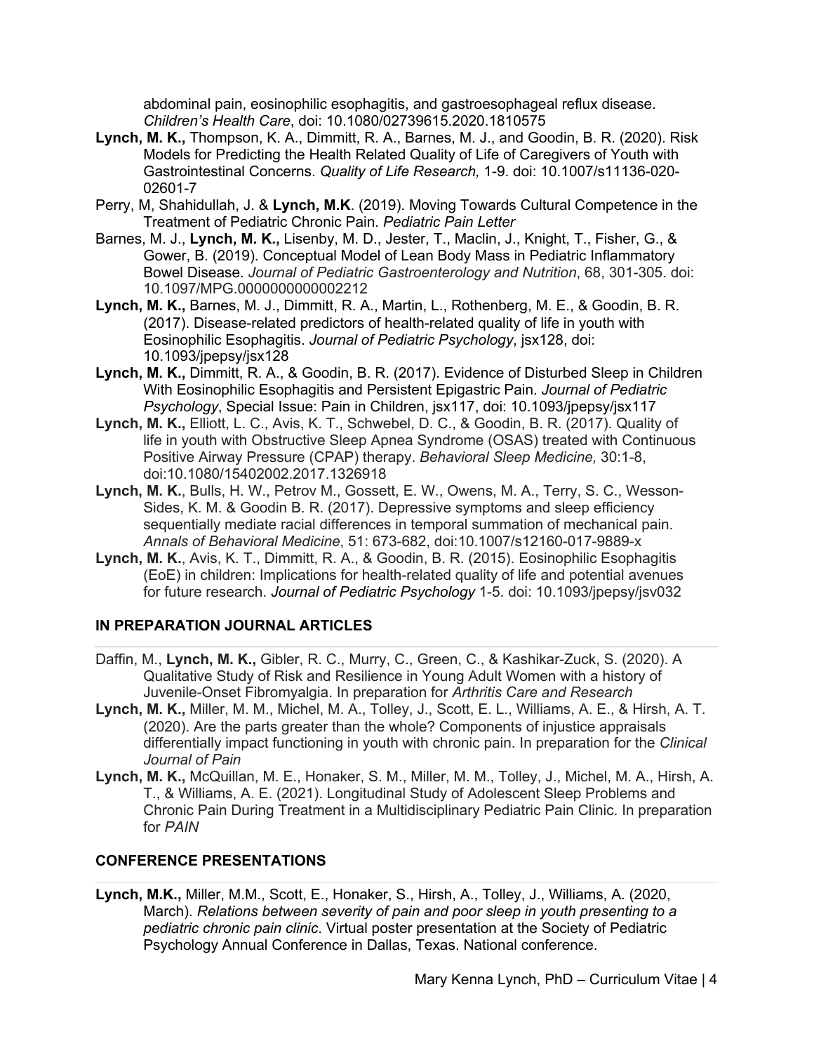abdominal pain, eosinophilic esophagitis, and gastroesophageal reflux disease. *Children's Health Care*, doi: 10.1080/02739615.2020.1810575

**Lynch, M. K.,** Thompson, K. A., Dimmitt, R. A., Barnes, M. J., and Goodin, B. R. (2020). Risk Models for Predicting the Health Related Quality of Life of Caregivers of Youth with Gastrointestinal Concerns. *Quality of Life Research,* 1-9. doi: 10.1007/s11136-020-02601-7

Perry, M, Shahidullah, J. & **Lynch, M.K**. (2019). Moving Towards Cultural Competence in the Treatment of Pediatric Chronic Pain. *Pediatric Pain Letter*

Barnes, M. J., **Lynch, M. K.,** Lisenby, M. D., Jester, T., Maclin, J., Knight, T., Fisher, G., & Gower, B. (2019). Conceptual Model of Lean Body Mass in Pediatric Inflammatory Bowel Disease. *Journal of Pediatric Gastroenterology and Nutrition*, 68, 301-305. doi: 10.1097/MPG.0000000000002212

**Lynch, M. K.,** Barnes, M. J., Dimmitt, R. A., Martin, L., Rothenberg, M. E., & Goodin, B. R. (2017). Disease-related predictors of health-related quality of life in youth with Eosinophilic Esophagitis. *Journal of Pediatric Psychology*, jsx128, doi: 10.1093/jpepsy/jsx128

**Lynch, M. K.,** Dimmitt, R. A., & Goodin, B. R. (2017). Evidence of Disturbed Sleep in Children With Eosinophilic Esophagitis and Persistent Epigastric Pain. *Journal of Pediatric Psychology*, Special Issue: Pain in Children, jsx117, doi: 10.1093/jpepsy/jsx117

**Lynch, M. K.,** Elliott, L. C., Avis, K. T., Schwebel, D. C., & Goodin, B. R. (2017). Quality of life in youth with Obstructive Sleep Apnea Syndrome (OSAS) treated with Continuous Positive Airway Pressure (CPAP) therapy. *Behavioral Sleep Medicine,* 30:1-8, doi:10.1080/15402002.2017.1326918

**Lynch, M. K.**, Bulls, H. W., Petrov M., Gossett, E. W., Owens, M. A., Terry, S. C., Wesson-Sides, K. M. & Goodin B. R. (2017). Depressive symptoms and sleep efficiency sequentially mediate racial differences in temporal summation of mechanical pain. *Annals of Behavioral Medicine*, 51: 673-682, doi:10.1007/s12160-017-9889-x

**Lynch, M. K.**, Avis, K. T., Dimmitt, R. A., & Goodin, B. R. (2015). Eosinophilic Esophagitis (EoE) in children: Implications for health-related quality of life and potential avenues for future research. *Journal of Pediatric Psychology* 1-5. doi: 10.1093/jpepsy/jsv032

## IN PREPARATION JOURNAL ARTICLES

Daffin, M., **Lynch, M. K.,** Gibler, R. C., Murry, C., Green, C., & Kashikar-Zuck, S. (2020). A Qualitative Study of Risk and Resilience in Young Adult Women with a history of Juvenile-Onset Fibromyalgia. In preparation for *Arthritis Care and Research*

**Lynch, M. K.,** Miller, M. M., Michel, M. A., Tolley, J., Scott, E. L., Williams, A. E., & Hirsh, A. T. (2020). Are the parts greater than the whole? Components of injustice appraisals differentially impact functioning in youth with chronic pain. In preparation for the *Clinical Journal of Pain*

**Lynch, M. K.,** McQuillan, M. E., Honaker, S. M., Miller, M. M., Tolley, J., Michel, M. A., Hirsh, A. T., & Williams, A. E. (2021). Longitudinal Study of Adolescent Sleep Problems and Chronic Pain During Treatment in a Multidisciplinary Pediatric Pain Clinic. In preparation for *PAIN*

## CONFERENCE PRESENTATIONS

**Lynch, M.K.,** Miller, M.M., Scott, E., Honaker, S., Hirsh, A., Tolley, J., Williams, A. (2020, March). *Relations between severity of pain and poor sleep in youth presenting to a pediatric chronic pain clinic*. Virtual poster presentation at the Society of Pediatric Psychology Annual Conference in Dallas, Texas. National conference.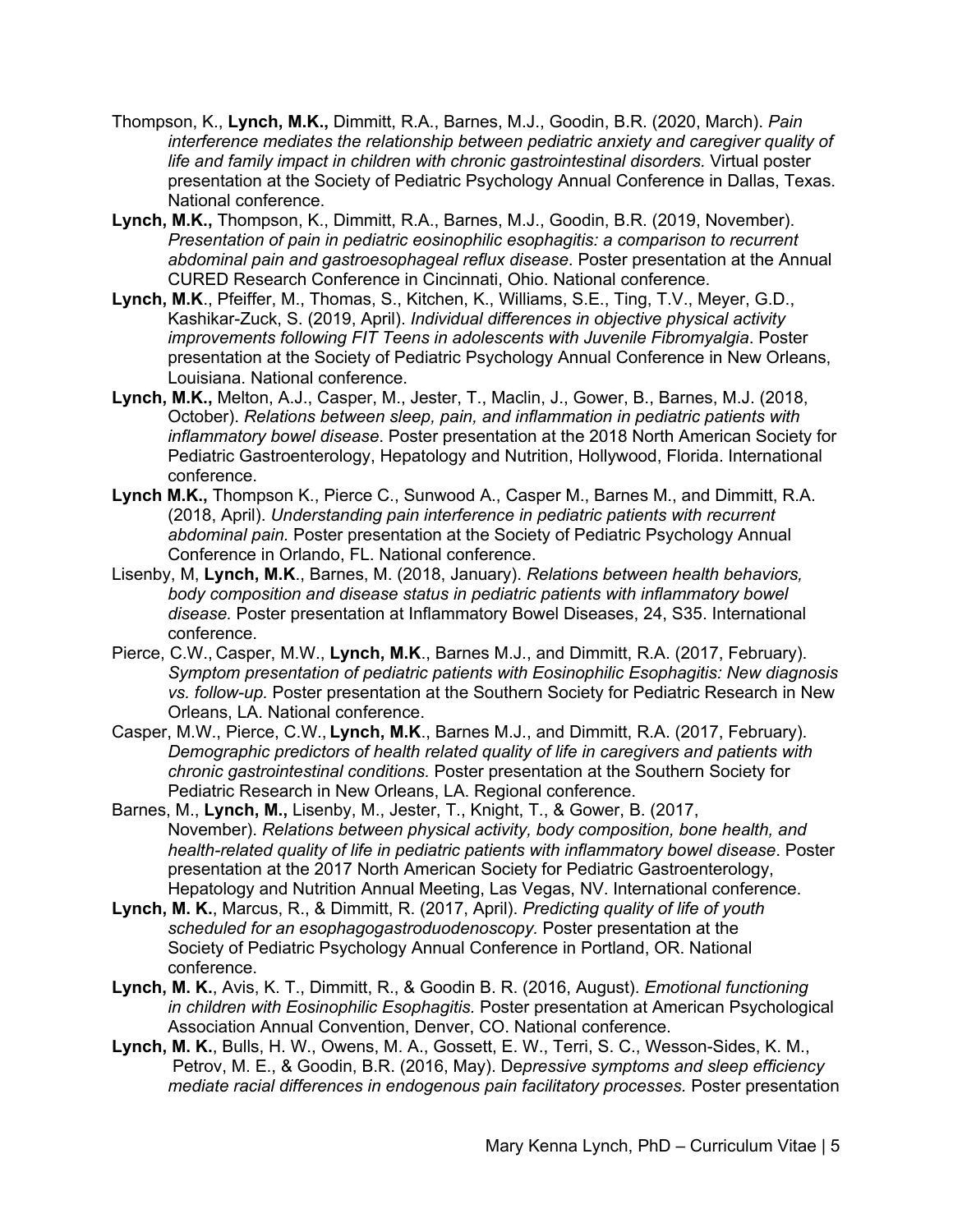Thompson, K., **Lynch, M.K.,** Dimmitt, R.A., Barnes, M.J., Goodin, B.R. (2020, March). *Pain interference mediates the relationship between pediatric anxiety and caregiver quality of life and family impact in children with chronic gastrointestinal disorders.* Virtual poster presentation at the Society of Pediatric Psychology Annual Conference in Dallas, Texas. National conference.

**Lynch, M.K.,** Thompson, K., Dimmitt, R.A., Barnes, M.J., Goodin, B.R. (2019, November). *Presentation of pain in pediatric eosinophilic esophagitis: a comparison to recurrent abdominal pain and gastroesophageal reflux disease*. Poster presentation at the Annual CURED Research Conference in Cincinnati, Ohio. National conference.

**Lynch, M.K**., Pfeiffer, M., Thomas, S., Kitchen, K., Williams, S.E., Ting, T.V., Meyer, G.D., Kashikar-Zuck, S. (2019, April). *Individual differences in objective physical activity improvements following FIT Teens in adolescents with Juvenile Fibromyalgia*. Poster presentation at the Society of Pediatric Psychology Annual Conference in New Orleans, Louisiana. National conference.

**Lynch, M.K.,** Melton, A.J., Casper, M., Jester, T., Maclin, J., Gower, B., Barnes, M.J. (2018, October). *Relations between sleep, pain, and inflammation in pediatric patients with inflammatory bowel disease*. Poster presentation at the 2018 North American Society for Pediatric Gastroenterology, Hepatology and Nutrition, Hollywood, Florida. International conference.

**Lynch M.K.,** Thompson K., Pierce C., Sunwood A., Casper M., Barnes M., and Dimmitt, R.A. (2018, April). *Understanding pain interference in pediatric patients with recurrent abdominal pain.* Poster presentation at the Society of Pediatric Psychology Annual Conference in Orlando, FL. National conference.

Lisenby, M, **Lynch, M.K**., Barnes, M. (2018, January). *Relations between health behaviors, body composition and disease status in pediatric patients with inflammatory bowel disease.* Poster presentation at Inflammatory Bowel Diseases, 24, S35. International conference.

Pierce, C.W., Casper, M.W., **Lynch, M.K**., Barnes M.J., and Dimmitt, R.A. (2017, February). *Symptom presentation of pediatric patients with Eosinophilic Esophagitis: New diagnosis vs. follow-up.* Poster presentation at the Southern Society for Pediatric Research in New Orleans, LA. National conference.

Casper, M.W., Pierce, C.W., **Lynch, M.K**., Barnes M.J., and Dimmitt, R.A. (2017, February). *Demographic predictors of health related quality of life in caregivers and patients with chronic gastrointestinal conditions.* Poster presentation at the Southern Society for Pediatric Research in New Orleans, LA. Regional conference.

Barnes, M., **Lynch, M.,** Lisenby, M., Jester, T., Knight, T., & Gower, B. (2017, November). *Relations between physical activity, body composition, bone health, and health-related quality of life in pediatric patients with inflammatory bowel disease*. Poster presentation at the 2017 North American Society for Pediatric Gastroenterology, Hepatology and Nutrition Annual Meeting, Las Vegas, NV. International conference.

**Lynch, M. K.**, Marcus, R., & Dimmitt, R. (2017, April). *Predicting quality of life of youth scheduled for an esophagogastroduodenoscopy.* Poster presentation at the Society of Pediatric Psychology Annual Conference in Portland, OR. National conference.

**Lynch, M. K.**, Avis, K. T., Dimmitt, R., & Goodin B. R. (2016, August). *Emotional functioning in children with Eosinophilic Esophagitis.* Poster presentation at American Psychological Association Annual Convention, Denver, CO. National conference.

**Lynch, M. K.**, Bulls, H. W., Owens, M. A., Gossett, E. W., Terri, S. C., Wesson-Sides, K. M., Petrov, M. E., & Goodin, B.R. (2016, May). De*pressive symptoms and sleep efficiency mediate racial differences in endogenous pain facilitatory processes.* Poster presentation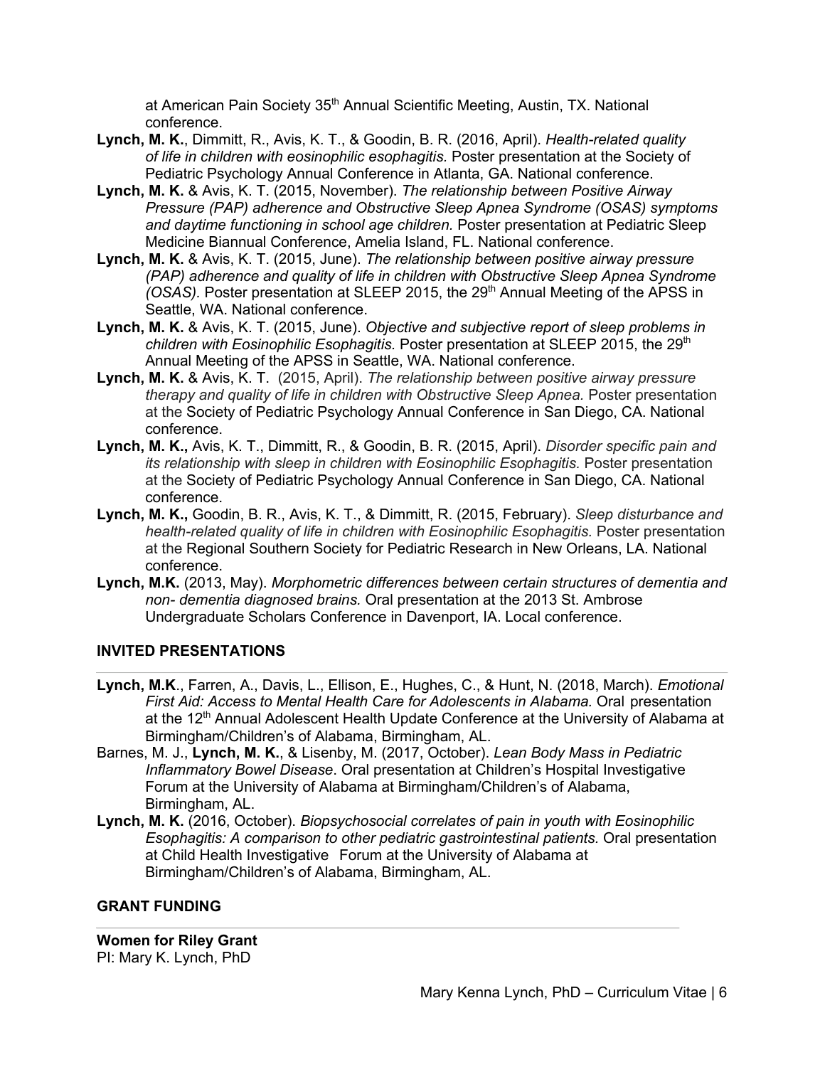at American Pain Society 35th Annual Scientific Meeting, Austin, TX. National conference.

**Lynch, M. K.**, Dimmitt, R., Avis, K. T., & Goodin, B. R. (2016, April). *Health-related quality of life in children with eosinophilic esophagitis.* Poster presentation at the Society of Pediatric Psychology Annual Conference in Atlanta, GA. National conference.

**Lynch, M. K.** & Avis, K. T. (2015, November). *The relationship between Positive Airway Pressure (PAP) adherence and Obstructive Sleep Apnea Syndrome (OSAS) symptoms and daytime functioning in school age children.* Poster presentation at Pediatric Sleep Medicine Biannual Conference, Amelia Island, FL. National conference.

**Lynch, M. K.** & Avis, K. T. (2015, June). *The relationship between positive airway pressure (PAP) adherence and quality of life in children with Obstructive Sleep Apnea Syndrome (OSAS).* Poster presentation at SLEEP 2015, the 29th Annual Meeting of the APSS in Seattle, WA. National conference.

**Lynch, M. K.** & Avis, K. T. (2015, June). *Objective and subjective report of sleep problems in children with Eosinophilic Esophagitis.* Poster presentation at SLEEP 2015, the 29th Annual Meeting of the APSS in Seattle, WA. National conference.

**Lynch, M. K.** & Avis, K. T. (2015, April). *The relationship between positive airway pressure therapy and quality of life in children with Obstructive Sleep Apnea.* Poster presentation at the Society of Pediatric Psychology Annual Conference in San Diego, CA. National conference.

**Lynch, M. K.,** Avis, K. T., Dimmitt, R., & Goodin, B. R. (2015, April). *Disorder specific pain and its relationship with sleep in children with Eosinophilic Esophagitis.* Poster presentation at the Society of Pediatric Psychology Annual Conference in San Diego, CA. National conference.

**Lynch, M. K.,** Goodin, B. R., Avis, K. T., & Dimmitt, R. (2015, February). *Sleep disturbance and health-related quality of life in children with Eosinophilic Esophagitis.* Poster presentation at the Regional Southern Society for Pediatric Research in New Orleans, LA. National conference.

**Lynch, M.K.** (2013, May). *Morphometric differences between certain structures of dementia and non- dementia diagnosed brains.* Oral presentation at the 2013 St. Ambrose Undergraduate Scholars Conference in Davenport, IA. Local conference.

## INVITED PRESENTATIONS

**Lynch, M.K**., Farren, A., Davis, L., Ellison, E., Hughes, C., & Hunt, N. (2018, March). *Emotional First Aid: Access to Mental Health Care for Adolescents in Alabama.* Oral presentation at the 12th Annual Adolescent Health Update Conference at the University of Alabama at Birmingham/Children's of Alabama, Birmingham, AL.

Barnes, M. J., **Lynch, M. K.**, & Lisenby, M. (2017, October). *Lean Body Mass in Pediatric Inflammatory Bowel Disease*. Oral presentation at Children's Hospital Investigative Forum at the University of Alabama at Birmingham/Children's of Alabama, Birmingham, AL.

**Lynch, M. K.** (2016, October). *Biopsychosocial correlates of pain in youth with Eosinophilic Esophagitis: A comparison to other pediatric gastrointestinal patients.* Oral presentation at Child Health Investigative Forum at the University of Alabama at Birmingham/Children's of Alabama, Birmingham, AL.

## GRANT FUNDING

**Women for Riley Grant**
PI: Mary K. Lynch, PhD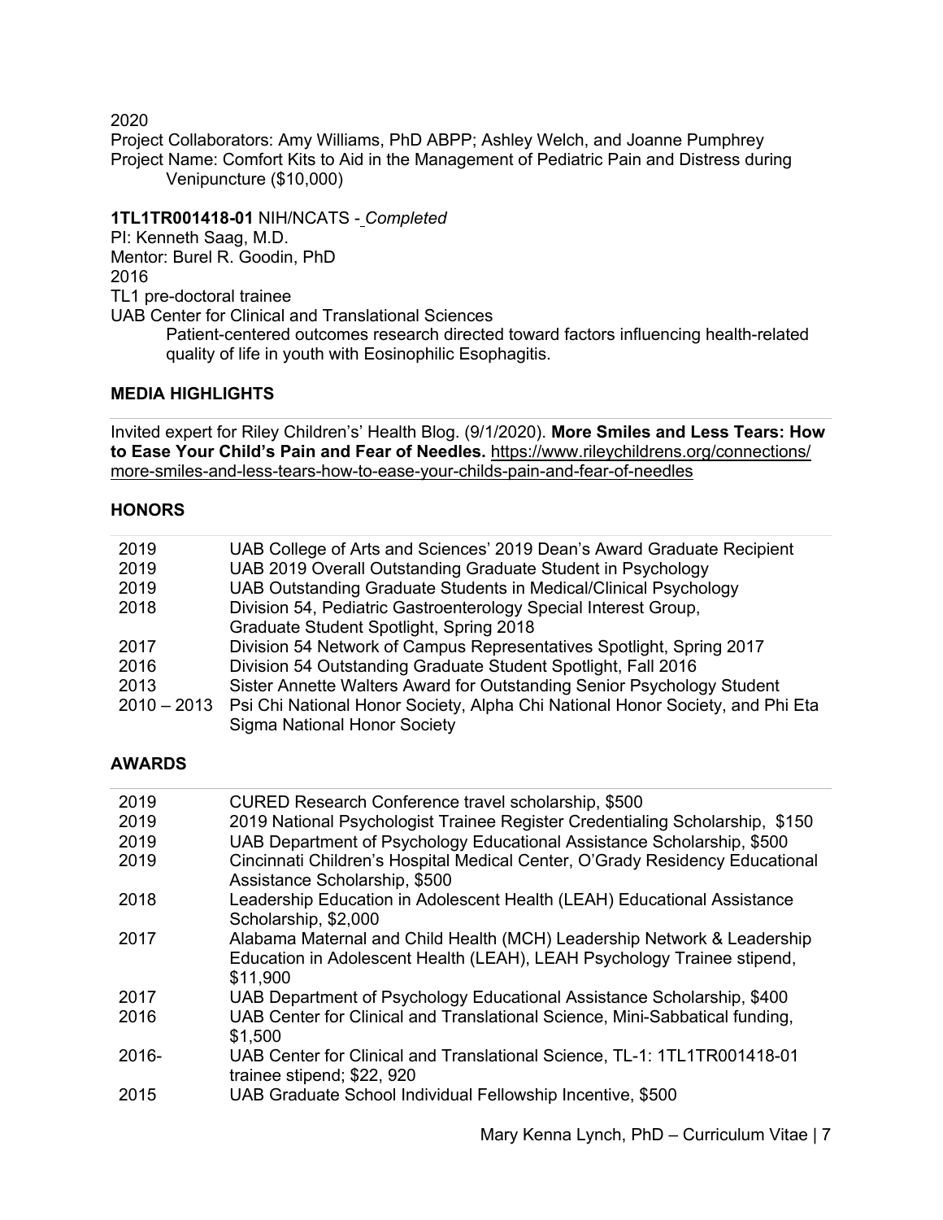2020

Project Collaborators: Amy Williams, PhD ABPP; Ashley Welch, and Joanne Pumphrey

Project Name: Comfort Kits to Aid in the Management of Pediatric Pain and Distress during Venipuncture ($10,000)

**1TL1TR001418-01** NIH/NCATS - *Completed*

PI: Kenneth Saag, M.D.

Mentor: Burel R. Goodin, PhD

2016

TL1 pre-doctoral trainee

UAB Center for Clinical and Translational Sciences

Patient-centered outcomes research directed toward factors influencing health-related quality of life in youth with Eosinophilic Esophagitis.

## MEDIA HIGHLIGHTS

Invited expert for Riley Children's' Health Blog. (9/1/2020). **More Smiles and Less Tears: How to Ease Your Child's Pain and Fear of Needles.** https://www.rileychildrens.org/connections/more-smiles-and-less-tears-how-to-ease-your-childs-pain-and-fear-of-needles

## HONORS

| | |
|---|---|
| 2019 | UAB College of Arts and Sciences' 2019 Dean's Award Graduate Recipient |
| 2019 | UAB 2019 Overall Outstanding Graduate Student in Psychology |
| 2019 | UAB Outstanding Graduate Students in Medical/Clinical Psychology |
| 2018 | Division 54, Pediatric Gastroenterology Special Interest Group, Graduate Student Spotlight, Spring 2018 |
| 2017 | Division 54 Network of Campus Representatives Spotlight, Spring 2017 |
| 2016 | Division 54 Outstanding Graduate Student Spotlight, Fall 2016 |
| 2013 | Sister Annette Walters Award for Outstanding Senior Psychology Student |
| 2010 – 2013 | Psi Chi National Honor Society, Alpha Chi National Honor Society, and Phi Eta Sigma National Honor Society |

## AWARDS

| | |
|---|---|
| 2019 | CURED Research Conference travel scholarship, $500 |
| 2019 | 2019 National Psychologist Trainee Register Credentialing Scholarship, $150 |
| 2019 | UAB Department of Psychology Educational Assistance Scholarship, $500 |
| 2019 | Cincinnati Children's Hospital Medical Center, O'Grady Residency Educational Assistance Scholarship, $500 |
| 2018 | Leadership Education in Adolescent Health (LEAH) Educational Assistance Scholarship, $2,000 |
| 2017 | Alabama Maternal and Child Health (MCH) Leadership Network & Leadership Education in Adolescent Health (LEAH), LEAH Psychology Trainee stipend, $11,900 |
| 2017 | UAB Department of Psychology Educational Assistance Scholarship, $400 |
| 2016 | UAB Center for Clinical and Translational Science, Mini-Sabbatical funding, $1,500 |
| 2016- | UAB Center for Clinical and Translational Science, TL-1: 1TL1TR001418-01 trainee stipend; $22, 920 |
| 2015 | UAB Graduate School Individual Fellowship Incentive, $500 |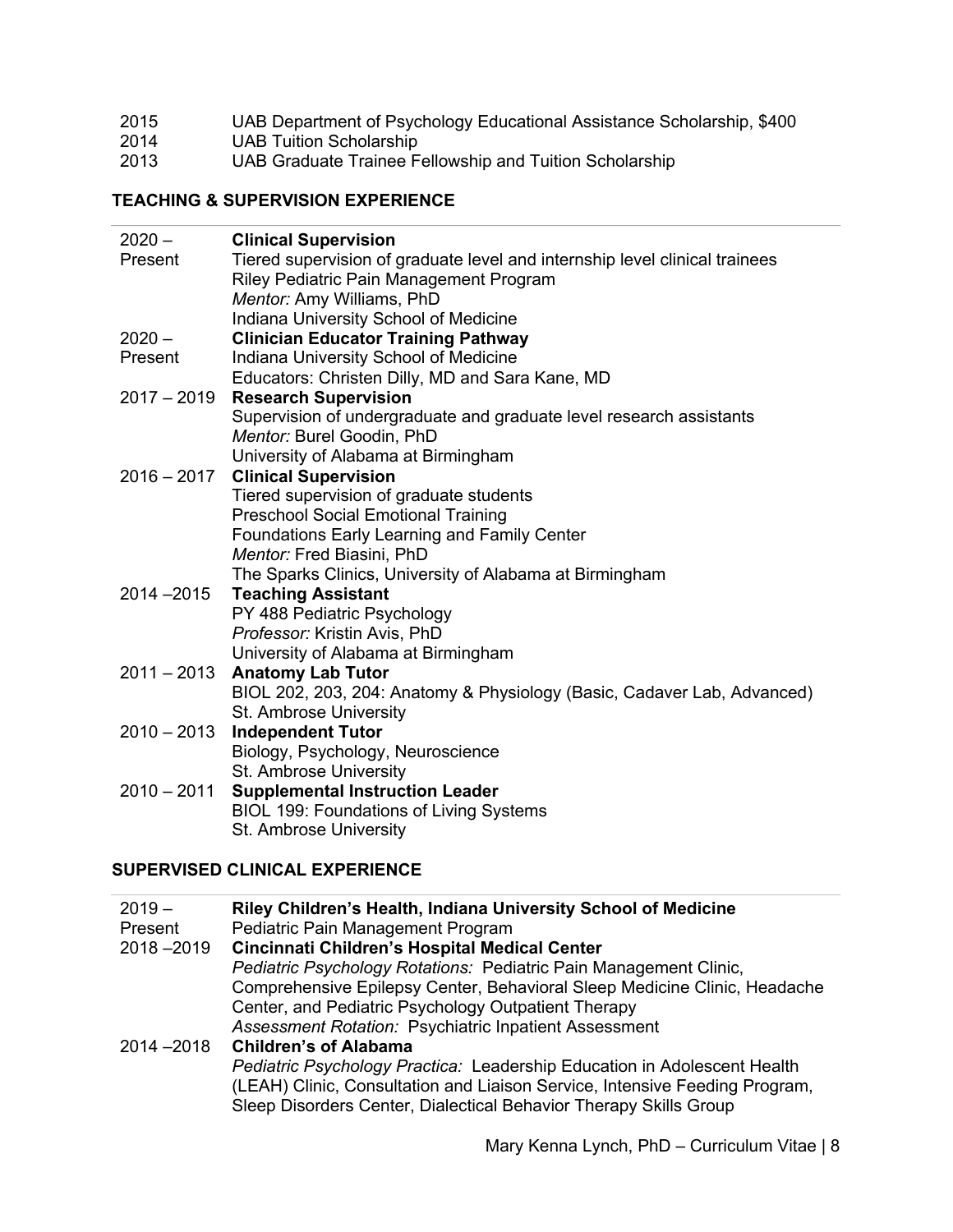2015 UAB Department of Psychology Educational Assistance Scholarship, $400
2014 UAB Tuition Scholarship
2013 UAB Graduate Trainee Fellowship and Tuition Scholarship

## TEACHING & SUPERVISION EXPERIENCE

| | |
|---|---|
| 2020 – Present | **Clinical Supervision**<br>Tiered supervision of graduate level and internship level clinical trainees<br>Riley Pediatric Pain Management Program<br>*Mentor:* Amy Williams, PhD<br>Indiana University School of Medicine |
| 2020 – Present | **Clinician Educator Training Pathway**<br>Indiana University School of Medicine<br>Educators: Christen Dilly, MD and Sara Kane, MD |
| 2017 – 2019 | **Research Supervision**<br>Supervision of undergraduate and graduate level research assistants<br>*Mentor:* Burel Goodin, PhD<br>University of Alabama at Birmingham |
| 2016 – 2017 | **Clinical Supervision**<br>Tiered supervision of graduate students<br>Preschool Social Emotional Training<br>Foundations Early Learning and Family Center<br>*Mentor:* Fred Biasini, PhD<br>The Sparks Clinics, University of Alabama at Birmingham |
| 2014 –2015 | **Teaching Assistant**<br>PY 488 Pediatric Psychology<br>*Professor:* Kristin Avis, PhD<br>University of Alabama at Birmingham |
| 2011 – 2013 | **Anatomy Lab Tutor**<br>BIOL 202, 203, 204: Anatomy & Physiology (Basic, Cadaver Lab, Advanced)<br>St. Ambrose University |
| 2010 – 2013 | **Independent Tutor**<br>Biology, Psychology, Neuroscience<br>St. Ambrose University |
| 2010 – 2011 | **Supplemental Instruction Leader**<br>BIOL 199: Foundations of Living Systems<br>St. Ambrose University |

## SUPERVISED CLINICAL EXPERIENCE

| | |
|---|---|
| 2019 – Present | **Riley Children's Health, Indiana University School of Medicine**<br>Pediatric Pain Management Program |
| 2018 –2019 | **Cincinnati Children's Hospital Medical Center**<br>*Pediatric Psychology Rotations:* Pediatric Pain Management Clinic, Comprehensive Epilepsy Center, Behavioral Sleep Medicine Clinic, Headache Center, and Pediatric Psychology Outpatient Therapy<br>*Assessment Rotation:* Psychiatric Inpatient Assessment |
| 2014 –2018 | **Children's of Alabama**<br>*Pediatric Psychology Practica:* Leadership Education in Adolescent Health (LEAH) Clinic, Consultation and Liaison Service, Intensive Feeding Program, Sleep Disorders Center, Dialectical Behavior Therapy Skills Group |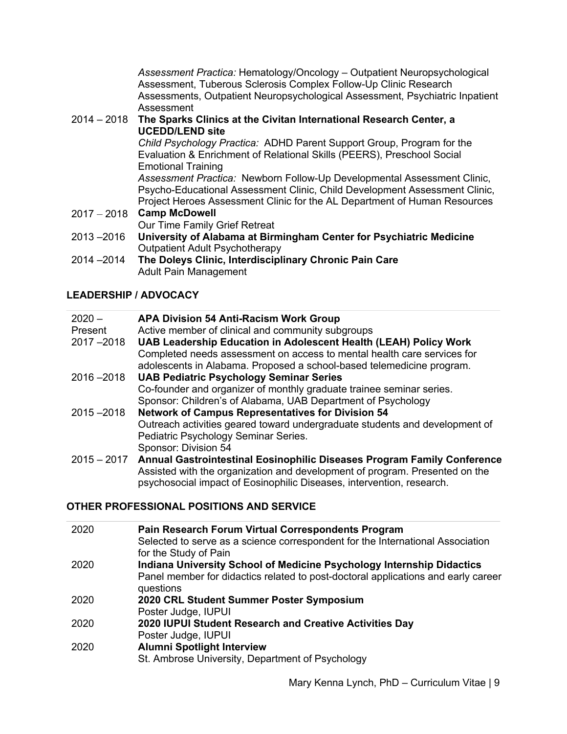*Assessment Practica:* Hematology/Oncology – Outpatient Neuropsychological Assessment, Tuberous Sclerosis Complex Follow-Up Clinic Research Assessments, Outpatient Neuropsychological Assessment, Psychiatric Inpatient Assessment

2014 – 2018 **The Sparks Clinics at the Civitan International Research Center, a UCEDD/LEND site**
*Child Psychology Practica:* ADHD Parent Support Group, Program for the Evaluation & Enrichment of Relational Skills (PEERS), Preschool Social Emotional Training
*Assessment Practica:* Newborn Follow-Up Developmental Assessment Clinic, Psycho-Educational Assessment Clinic, Child Development Assessment Clinic, Project Heroes Assessment Clinic for the AL Department of Human Resources

2017 – 2018 **Camp McDowell**
Our Time Family Grief Retreat

2013 –2016 **University of Alabama at Birmingham Center for Psychiatric Medicine**
Outpatient Adult Psychotherapy

2014 –2014 **The Doleys Clinic, Interdisciplinary Chronic Pain Care**
Adult Pain Management

## LEADERSHIP / ADVOCACY

2020 – Present **APA Division 54 Anti-Racism Work Group**
Active member of clinical and community subgroups

2017 –2018 **UAB Leadership Education in Adolescent Health (LEAH) Policy Work**
Completed needs assessment on access to mental health care services for adolescents in Alabama. Proposed a school-based telemedicine program.

2016 –2018 **UAB Pediatric Psychology Seminar Series**
Co-founder and organizer of monthly graduate trainee seminar series.
Sponsor: Children's of Alabama, UAB Department of Psychology

2015 –2018 **Network of Campus Representatives for Division 54**
Outreach activities geared toward undergraduate students and development of Pediatric Psychology Seminar Series.
Sponsor: Division 54

2015 – 2017 **Annual Gastrointestinal Eosinophilic Diseases Program Family Conference**
Assisted with the organization and development of program. Presented on the psychosocial impact of Eosinophilic Diseases, intervention, research.

## OTHER PROFESSIONAL POSITIONS AND SERVICE

2020 **Pain Research Forum Virtual Correspondents Program**
Selected to serve as a science correspondent for the International Association for the Study of Pain

2020 **Indiana University School of Medicine Psychology Internship Didactics**
Panel member for didactics related to post-doctoral applications and early career questions

2020 **2020 CRL Student Summer Poster Symposium**
Poster Judge, IUPUI

2020 **2020 IUPUI Student Research and Creative Activities Day**
Poster Judge, IUPUI

2020 **Alumni Spotlight Interview**
St. Ambrose University, Department of Psychology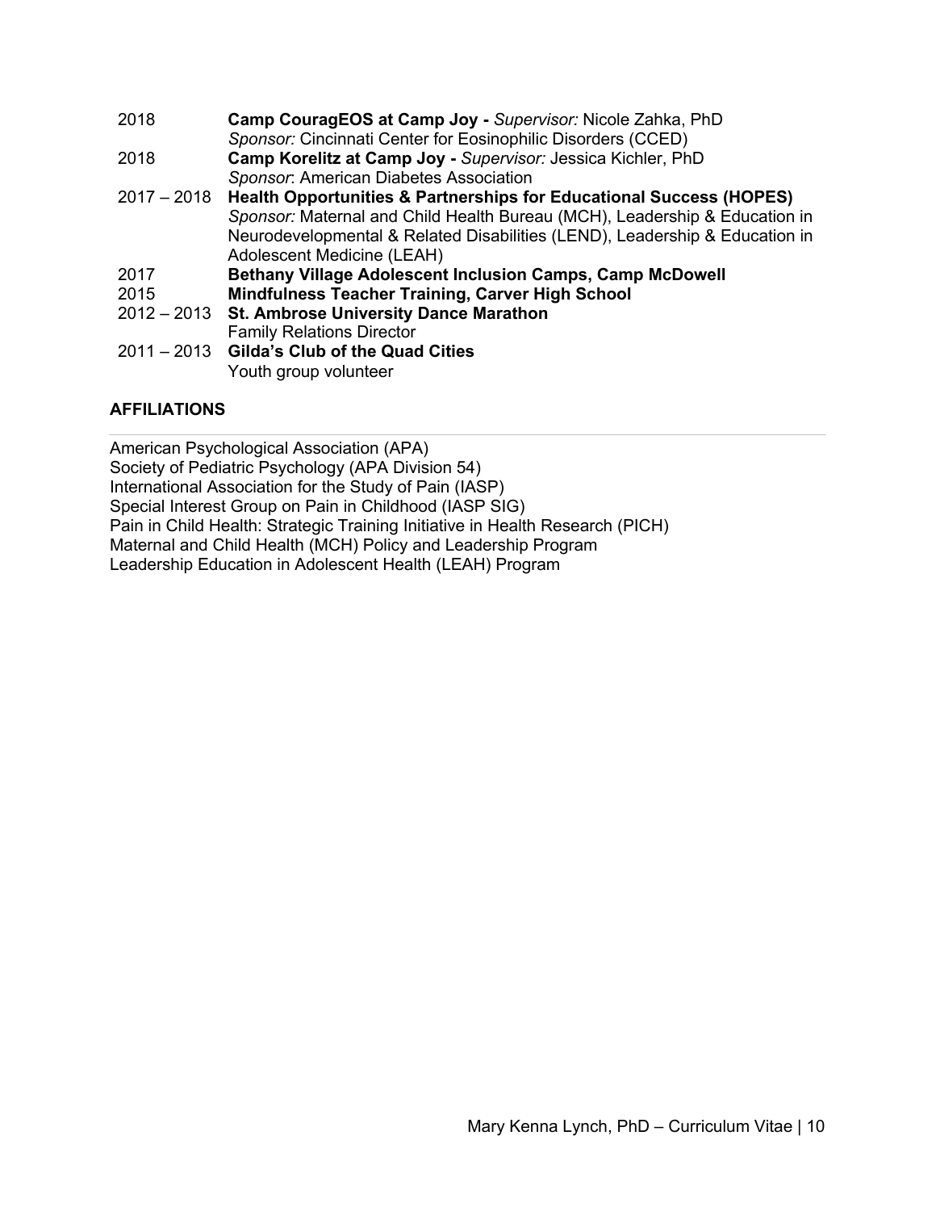2018 **Camp CouragEOS at Camp Joy -** *Supervisor:* Nicole Zahka, PhD
*Sponsor:* Cincinnati Center for Eosinophilic Disorders (CCED)

2018 **Camp Korelitz at Camp Joy -** *Supervisor:* Jessica Kichler, PhD
*Sponsor*: American Diabetes Association

2017 – 2018 **Health Opportunities & Partnerships for Educational Success (HOPES)**
*Sponsor:* Maternal and Child Health Bureau (MCH), Leadership & Education in Neurodevelopmental & Related Disabilities (LEND), Leadership & Education in Adolescent Medicine (LEAH)

2017 **Bethany Village Adolescent Inclusion Camps, Camp McDowell**

2015 **Mindfulness Teacher Training, Carver High School**

2012 – 2013 **St. Ambrose University Dance Marathon**
Family Relations Director

2011 – 2013 **Gilda's Club of the Quad Cities**
Youth group volunteer

## AFFILIATIONS

American Psychological Association (APA)
Society of Pediatric Psychology (APA Division 54)
International Association for the Study of Pain (IASP)
Special Interest Group on Pain in Childhood (IASP SIG)
Pain in Child Health: Strategic Training Initiative in Health Research (PICH)
Maternal and Child Health (MCH) Policy and Leadership Program
Leadership Education in Adolescent Health (LEAH) Program